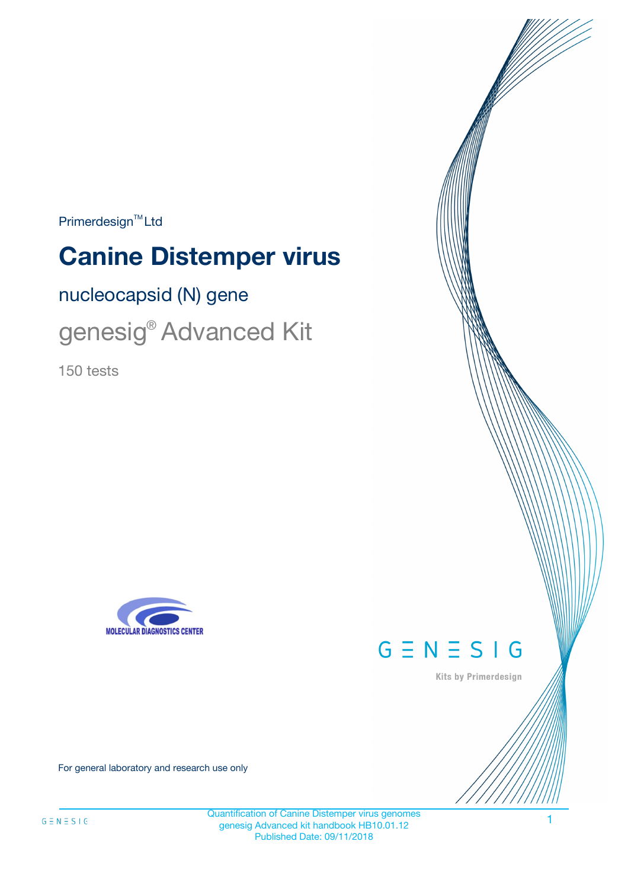Primerdesign™ Ltd

# Canine Distemper virus

## nucleocapsid (N) gene

## genesig® Advanced Kit

150 tests

MOLECULAR DIAGNOSTICS CENTER

GENESIG

Kits by Primerdesign

For general laboratory and research use only

Quantification of Canine Distemper virus genomes
genesig Advanced kit handbook HB10.01.12
Published Date: 09/11/2018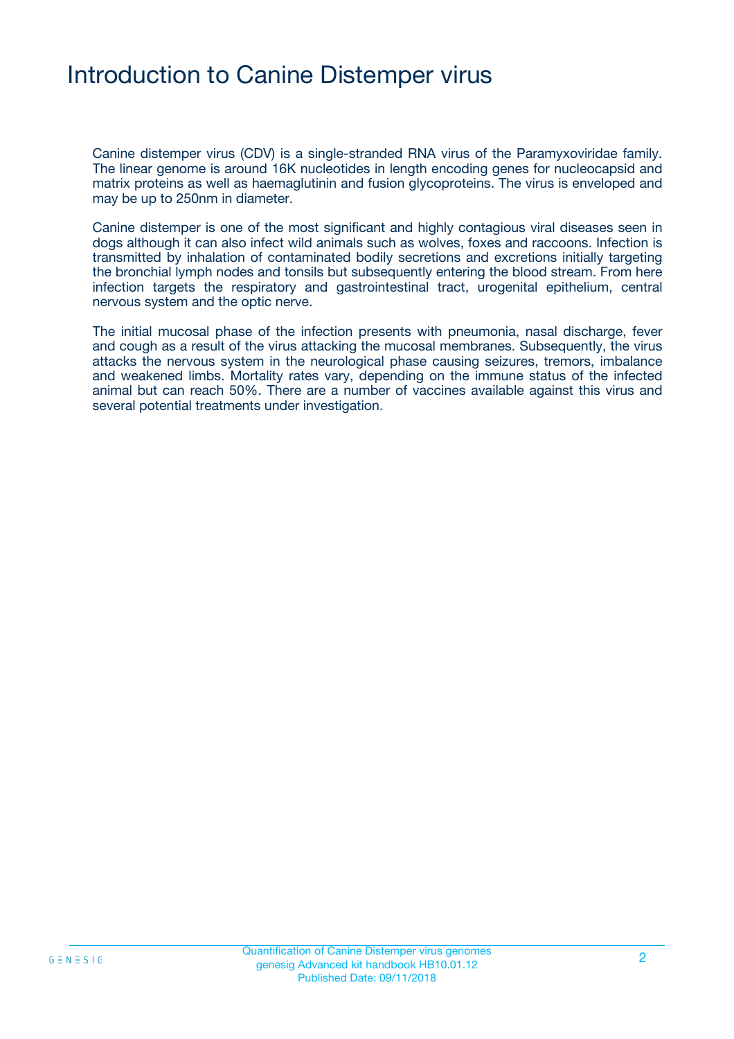# Introduction to Canine Distemper virus

Canine distemper virus (CDV) is a single-stranded RNA virus of the Paramyxoviridae family. The linear genome is around 16K nucleotides in length encoding genes for nucleocapsid and matrix proteins as well as haemaglutinin and fusion glycoproteins. The virus is enveloped and may be up to 250nm in diameter.

Canine distemper is one of the most significant and highly contagious viral diseases seen in dogs although it can also infect wild animals such as wolves, foxes and raccoons. Infection is transmitted by inhalation of contaminated bodily secretions and excretions initially targeting the bronchial lymph nodes and tonsils but subsequently entering the blood stream. From here infection targets the respiratory and gastrointestinal tract, urogenital epithelium, central nervous system and the optic nerve.

The initial mucosal phase of the infection presents with pneumonia, nasal discharge, fever and cough as a result of the virus attacking the mucosal membranes. Subsequently, the virus attacks the nervous system in the neurological phase causing seizures, tremors, imbalance and weakened limbs. Mortality rates vary, depending on the immune status of the infected animal but can reach 50%. There are a number of vaccines available against this virus and several potential treatments under investigation.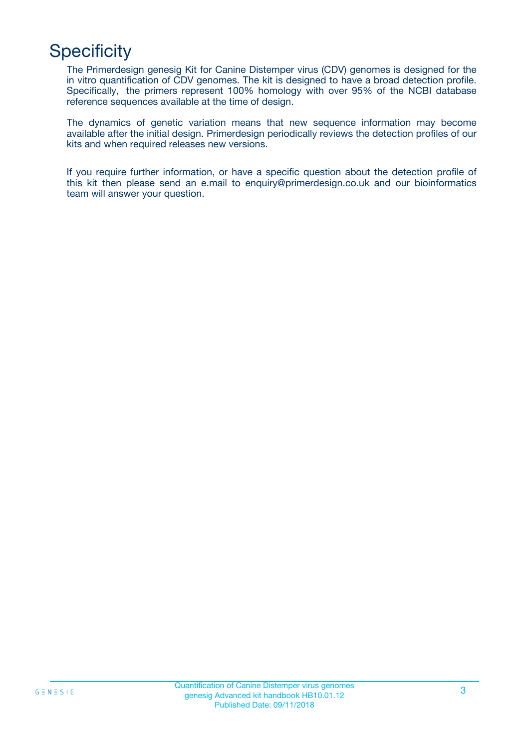# Specificity

The Primerdesign genesig Kit for Canine Distemper virus (CDV) genomes is designed for the in vitro quantification of CDV genomes. The kit is designed to have a broad detection profile. Specifically, the primers represent 100% homology with over 95% of the NCBI database reference sequences available at the time of design.

The dynamics of genetic variation means that new sequence information may become available after the initial design. Primerdesign periodically reviews the detection profiles of our kits and when required releases new versions.

If you require further information, or have a specific question about the detection profile of this kit then please send an e.mail to enquiry@primerdesign.co.uk and our bioinformatics team will answer your question.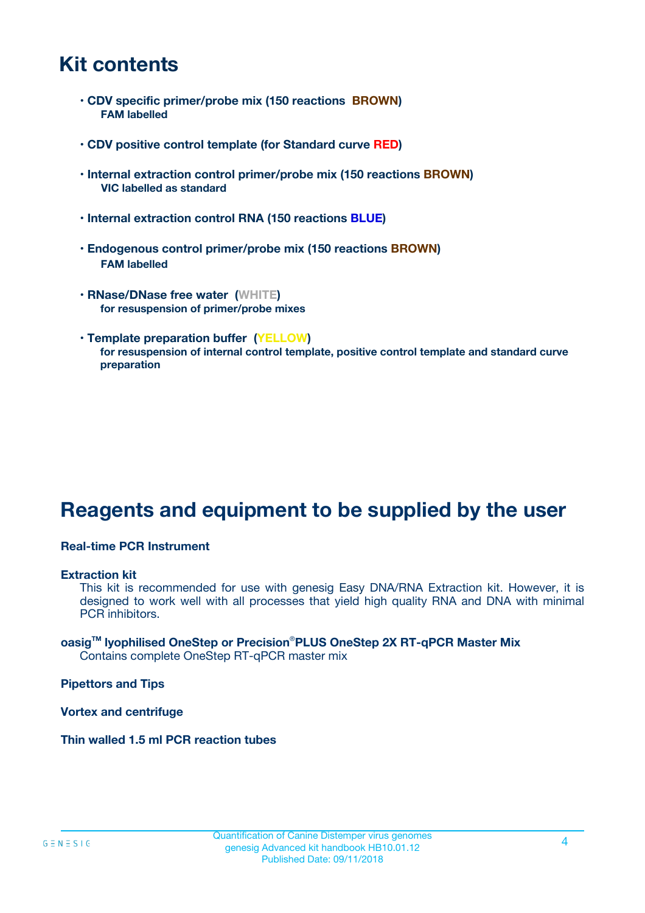# Kit contents

- **CDV specific primer/probe mix (150 reactions BROWN)**
  **FAM labelled**

- **CDV positive control template (for Standard curve RED)**

- **Internal extraction control primer/probe mix (150 reactions BROWN)**
  **VIC labelled as standard**

- **Internal extraction control RNA (150 reactions BLUE)**

- **Endogenous control primer/probe mix (150 reactions BROWN)**
  **FAM labelled**

- **RNase/DNase free water (WHITE)**
  **for resuspension of primer/probe mixes**

- **Template preparation buffer (YELLOW)**
  **for resuspension of internal control template, positive control template and standard curve preparation**

# Reagents and equipment to be supplied by the user

**Real-time PCR Instrument**

**Extraction kit**
This kit is recommended for use with genesig Easy DNA/RNA Extraction kit. However, it is designed to work well with all processes that yield high quality RNA and DNA with minimal PCR inhibitors.

**oasig™ lyophilised OneStep or Precision®PLUS OneStep 2X RT-qPCR Master Mix**
Contains complete OneStep RT-qPCR master mix

**Pipettors and Tips**

**Vortex and centrifuge**

**Thin walled 1.5 ml PCR reaction tubes**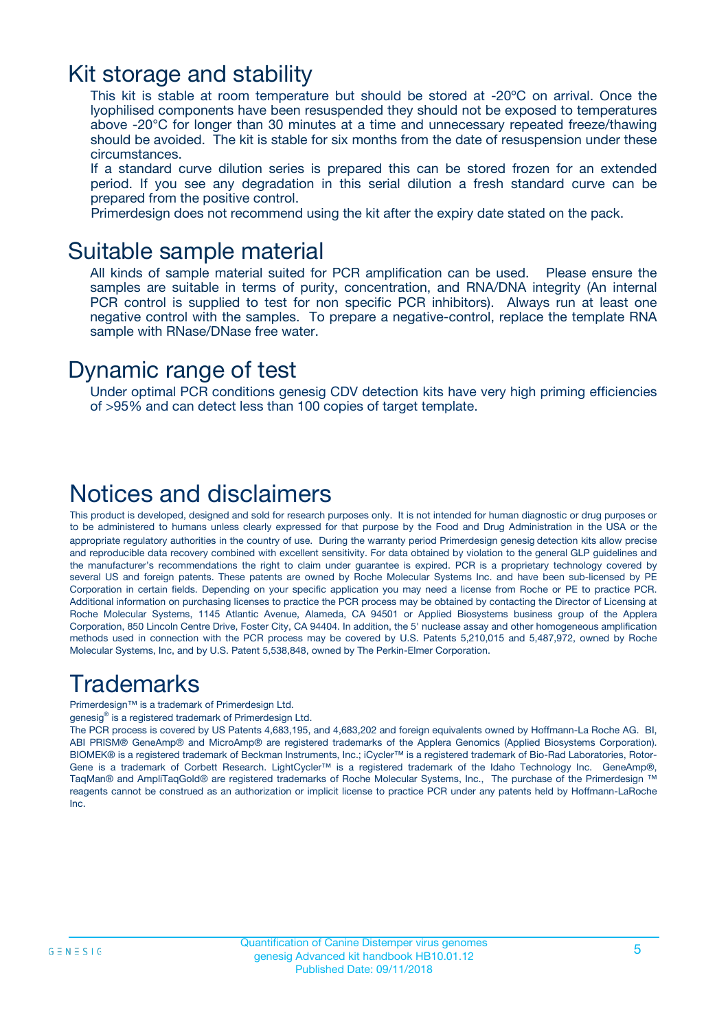# Kit storage and stability

This kit is stable at room temperature but should be stored at -20ºC on arrival. Once the lyophilised components have been resuspended they should not be exposed to temperatures above -20°C for longer than 30 minutes at a time and unnecessary repeated freeze/thawing should be avoided. The kit is stable for six months from the date of resuspension under these circumstances.

If a standard curve dilution series is prepared this can be stored frozen for an extended period. If you see any degradation in this serial dilution a fresh standard curve can be prepared from the positive control.

Primerdesign does not recommend using the kit after the expiry date stated on the pack.

# Suitable sample material

All kinds of sample material suited for PCR amplification can be used. Please ensure the samples are suitable in terms of purity, concentration, and RNA/DNA integrity (An internal PCR control is supplied to test for non specific PCR inhibitors). Always run at least one negative control with the samples. To prepare a negative-control, replace the template RNA sample with RNase/DNase free water.

# Dynamic range of test

Under optimal PCR conditions genesig CDV detection kits have very high priming efficiencies of >95% and can detect less than 100 copies of target template.

# Notices and disclaimers

This product is developed, designed and sold for research purposes only. It is not intended for human diagnostic or drug purposes or to be administered to humans unless clearly expressed for that purpose by the Food and Drug Administration in the USA or the appropriate regulatory authorities in the country of use. During the warranty period Primerdesign genesig detection kits allow precise and reproducible data recovery combined with excellent sensitivity. For data obtained by violation to the general GLP guidelines and the manufacturer's recommendations the right to claim under guarantee is expired. PCR is a proprietary technology covered by several US and foreign patents. These patents are owned by Roche Molecular Systems Inc. and have been sub-licensed by PE Corporation in certain fields. Depending on your specific application you may need a license from Roche or PE to practice PCR. Additional information on purchasing licenses to practice the PCR process may be obtained by contacting the Director of Licensing at Roche Molecular Systems, 1145 Atlantic Avenue, Alameda, CA 94501 or Applied Biosystems business group of the Applera Corporation, 850 Lincoln Centre Drive, Foster City, CA 94404. In addition, the 5' nuclease assay and other homogeneous amplification methods used in connection with the PCR process may be covered by U.S. Patents 5,210,015 and 5,487,972, owned by Roche Molecular Systems, Inc, and by U.S. Patent 5,538,848, owned by The Perkin-Elmer Corporation.

# Trademarks

Primerdesign™ is a trademark of Primerdesign Ltd.

genesig® is a registered trademark of Primerdesign Ltd.

The PCR process is covered by US Patents 4,683,195, and 4,683,202 and foreign equivalents owned by Hoffmann-La Roche AG. BI, ABI PRISM® GeneAmp® and MicroAmp® are registered trademarks of the Applera Genomics (Applied Biosystems Corporation). BIOMEK® is a registered trademark of Beckman Instruments, Inc.; iCycler™ is a registered trademark of Bio-Rad Laboratories, Rotor-Gene is a trademark of Corbett Research. LightCycler™ is a registered trademark of the Idaho Technology Inc. GeneAmp®, TaqMan® and AmpliTaqGold® are registered trademarks of Roche Molecular Systems, Inc., The purchase of the Primerdesign ™ reagents cannot be construed as an authorization or implicit license to practice PCR under any patents held by Hoffmann-LaRoche Inc.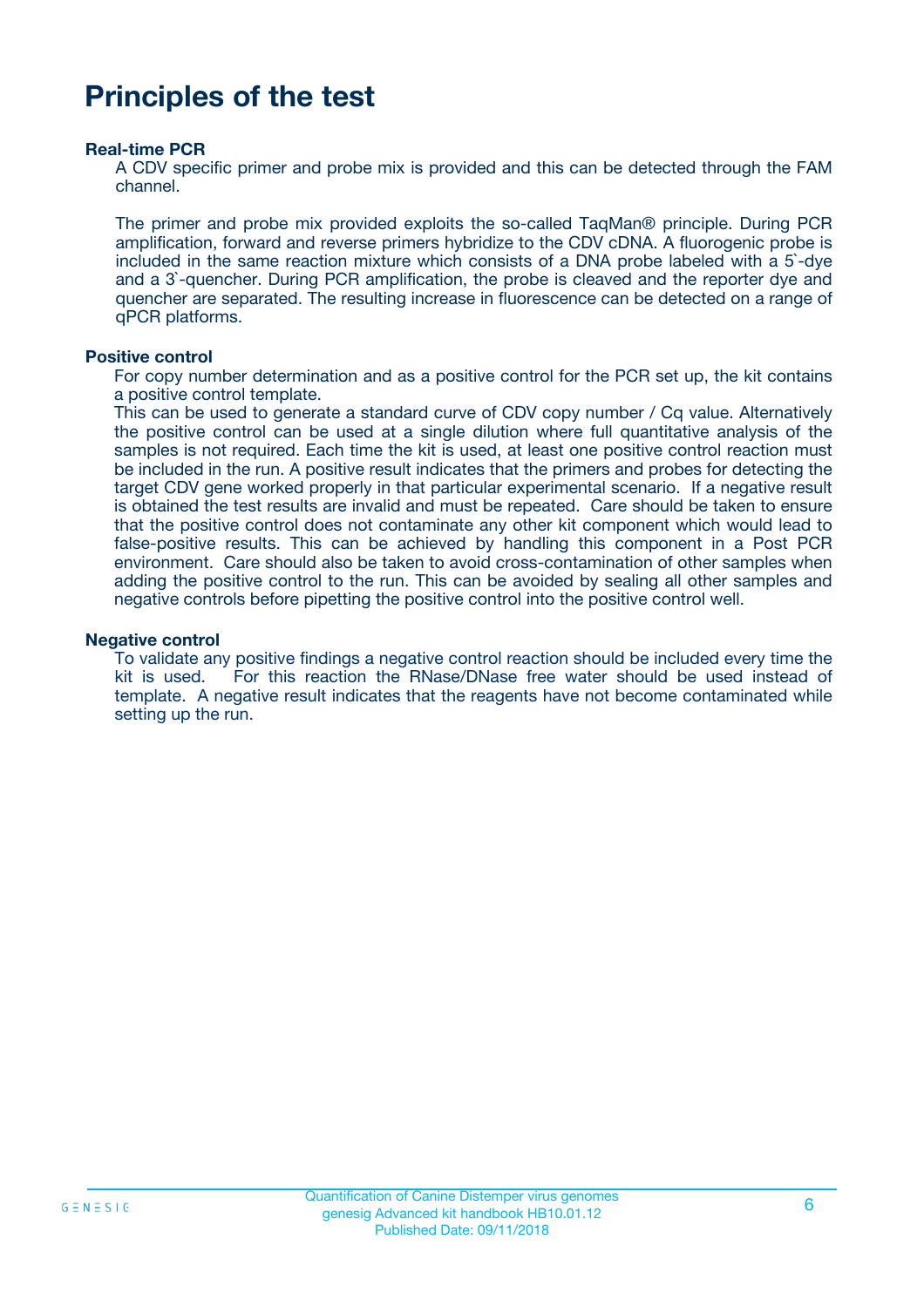# Principles of the test

### Real-time PCR

A CDV specific primer and probe mix is provided and this can be detected through the FAM channel.

The primer and probe mix provided exploits the so-called TaqMan® principle. During PCR amplification, forward and reverse primers hybridize to the CDV cDNA. A fluorogenic probe is included in the same reaction mixture which consists of a DNA probe labeled with a 5`-dye and a 3`-quencher. During PCR amplification, the probe is cleaved and the reporter dye and quencher are separated. The resulting increase in fluorescence can be detected on a range of qPCR platforms.

### Positive control

For copy number determination and as a positive control for the PCR set up, the kit contains a positive control template.
This can be used to generate a standard curve of CDV copy number / Cq value. Alternatively the positive control can be used at a single dilution where full quantitative analysis of the samples is not required. Each time the kit is used, at least one positive control reaction must be included in the run. A positive result indicates that the primers and probes for detecting the target CDV gene worked properly in that particular experimental scenario. If a negative result is obtained the test results are invalid and must be repeated. Care should be taken to ensure that the positive control does not contaminate any other kit component which would lead to false-positive results. This can be achieved by handling this component in a Post PCR environment. Care should also be taken to avoid cross-contamination of other samples when adding the positive control to the run. This can be avoided by sealing all other samples and negative controls before pipetting the positive control into the positive control well.

### Negative control

To validate any positive findings a negative control reaction should be included every time the kit is used. For this reaction the RNase/DNase free water should be used instead of template. A negative result indicates that the reagents have not become contaminated while setting up the run.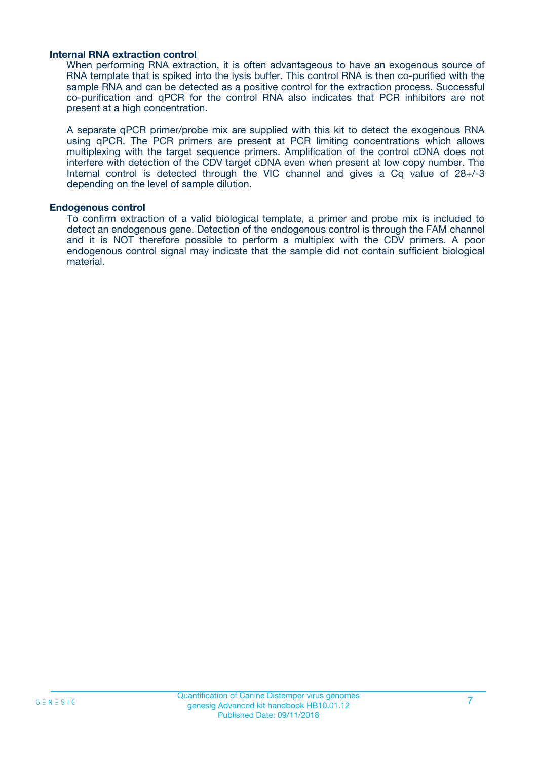### Internal RNA extraction control

When performing RNA extraction, it is often advantageous to have an exogenous source of RNA template that is spiked into the lysis buffer. This control RNA is then co-purified with the sample RNA and can be detected as a positive control for the extraction process. Successful co-purification and qPCR for the control RNA also indicates that PCR inhibitors are not present at a high concentration.

A separate qPCR primer/probe mix are supplied with this kit to detect the exogenous RNA using qPCR. The PCR primers are present at PCR limiting concentrations which allows multiplexing with the target sequence primers. Amplification of the control cDNA does not interfere with detection of the CDV target cDNA even when present at low copy number. The Internal control is detected through the VIC channel and gives a Cq value of 28+/-3 depending on the level of sample dilution.

### Endogenous control

To confirm extraction of a valid biological template, a primer and probe mix is included to detect an endogenous gene. Detection of the endogenous control is through the FAM channel and it is NOT therefore possible to perform a multiplex with the CDV primers. A poor endogenous control signal may indicate that the sample did not contain sufficient biological material.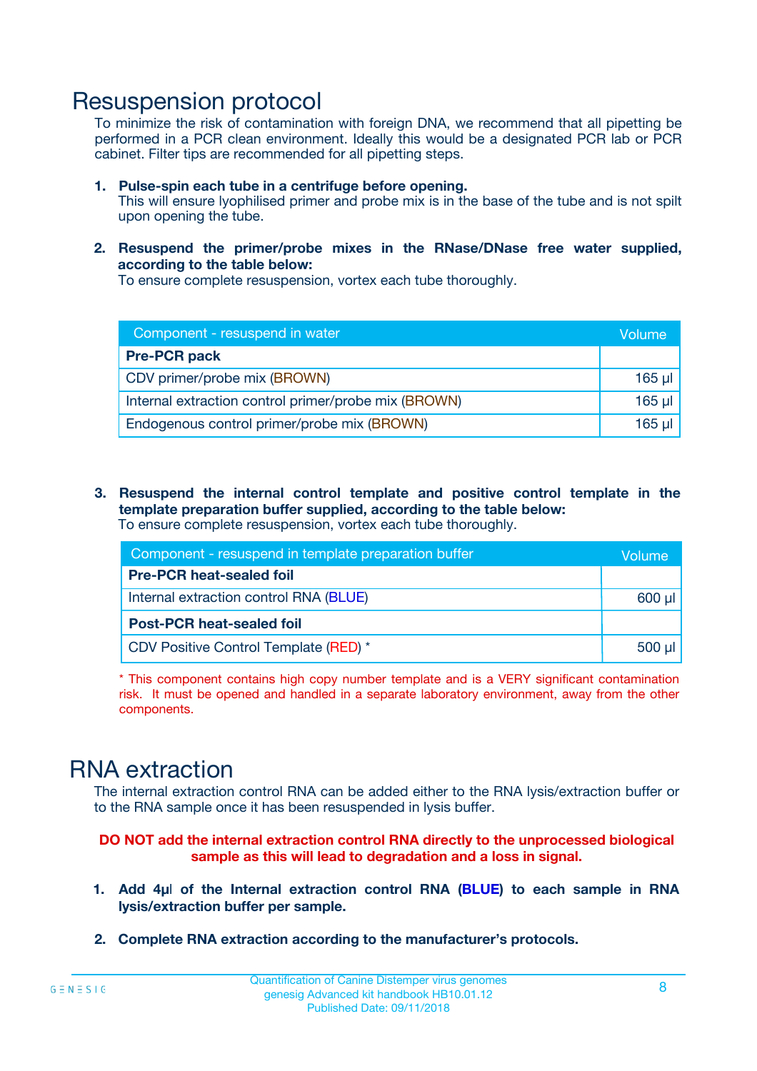# Resuspension protocol

To minimize the risk of contamination with foreign DNA, we recommend that all pipetting be performed in a PCR clean environment. Ideally this would be a designated PCR lab or PCR cabinet. Filter tips are recommended for all pipetting steps.

1. **Pulse-spin each tube in a centrifuge before opening.**
   This will ensure lyophilised primer and probe mix is in the base of the tube and is not spilt upon opening the tube.

2. **Resuspend the primer/probe mixes in the RNase/DNase free water supplied, according to the table below:**
   To ensure complete resuspension, vortex each tube thoroughly.

| Component - resuspend in water | Volume |
|---|---|
| **Pre-PCR pack** | |
| CDV primer/probe mix (BROWN) | 165 µl |
| Internal extraction control primer/probe mix (BROWN) | 165 µl |
| Endogenous control primer/probe mix (BROWN) | 165 µl |

3. **Resuspend the internal control template and positive control template in the template preparation buffer supplied, according to the table below:**
   To ensure complete resuspension, vortex each tube thoroughly.

| Component - resuspend in template preparation buffer | Volume |
|---|---|
| **Pre-PCR heat-sealed foil** | |
| Internal extraction control RNA (BLUE) | 600 µl |
| **Post-PCR heat-sealed foil** | |
| CDV Positive Control Template (RED) * | 500 µl |

* This component contains high copy number template and is a VERY significant contamination risk. It must be opened and handled in a separate laboratory environment, away from the other components.

# RNA extraction

The internal extraction control RNA can be added either to the RNA lysis/extraction buffer or to the RNA sample once it has been resuspended in lysis buffer.

**DO NOT add the internal extraction control RNA directly to the unprocessed biological sample as this will lead to degradation and a loss in signal.**

1. **Add 4µl of the Internal extraction control RNA (BLUE) to each sample in RNA lysis/extraction buffer per sample.**

2. **Complete RNA extraction according to the manufacturer's protocols.**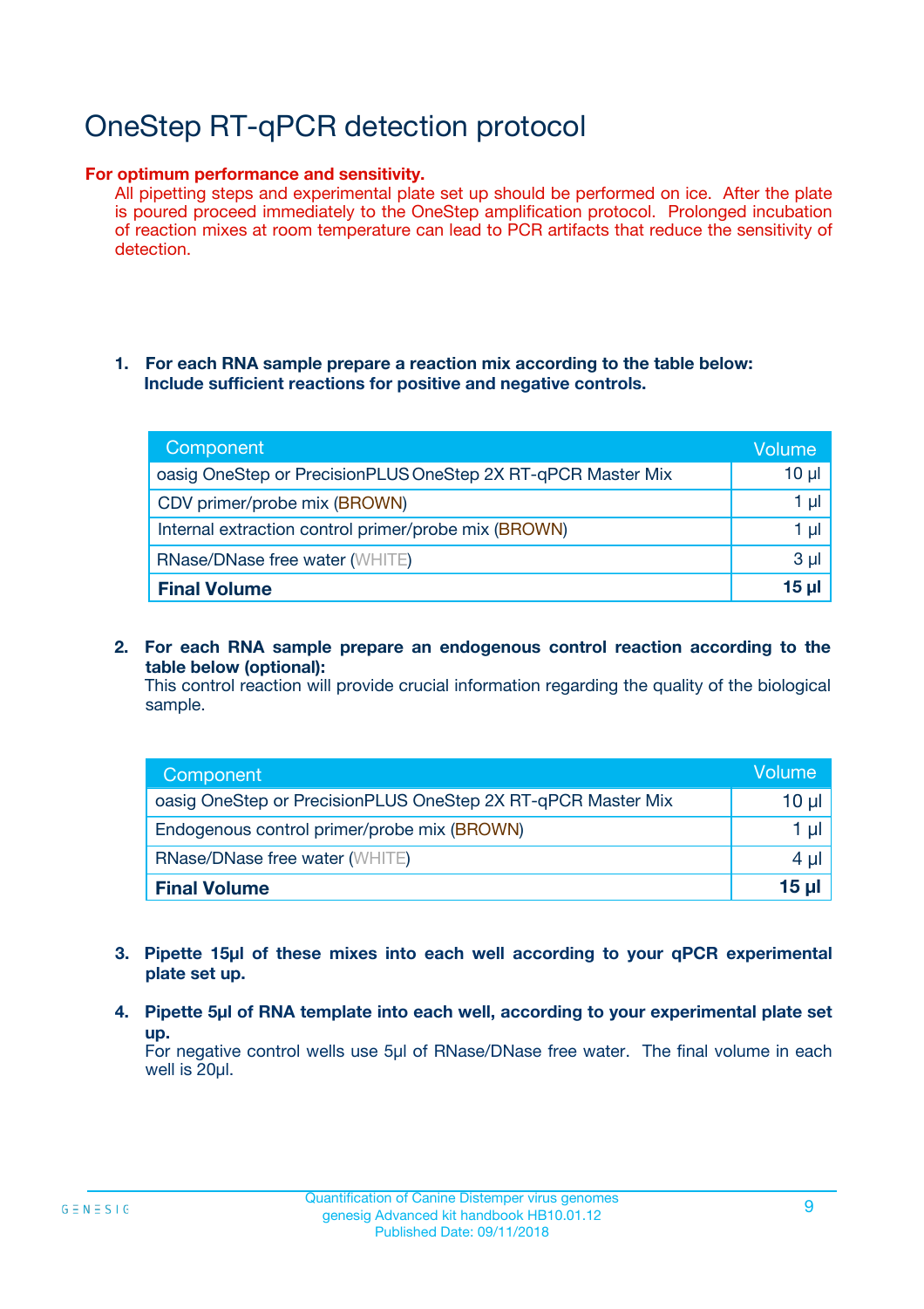# OneStep RT-qPCR detection protocol

**For optimum performance and sensitivity.**

All pipetting steps and experimental plate set up should be performed on ice. After the plate is poured proceed immediately to the OneStep amplification protocol. Prolonged incubation of reaction mixes at room temperature can lead to PCR artifacts that reduce the sensitivity of detection.

1. **For each RNA sample prepare a reaction mix according to the table below: Include sufficient reactions for positive and negative controls.**

| Component | Volume |
|---|---|
| oasig OneStep or PrecisionPLUS OneStep 2X RT-qPCR Master Mix | 10 µl |
| CDV primer/probe mix (BROWN) | 1 µl |
| Internal extraction control primer/probe mix (BROWN) | 1 µl |
| RNase/DNase free water (WHITE) | 3 µl |
| **Final Volume** | **15 µl** |

2. **For each RNA sample prepare an endogenous control reaction according to the table below (optional):**
   This control reaction will provide crucial information regarding the quality of the biological sample.

| Component | Volume |
|---|---|
| oasig OneStep or PrecisionPLUS OneStep 2X RT-qPCR Master Mix | 10 µl |
| Endogenous control primer/probe mix (BROWN) | 1 µl |
| RNase/DNase free water (WHITE) | 4 µl |
| **Final Volume** | **15 µl** |

3. **Pipette 15µl of these mixes into each well according to your qPCR experimental plate set up.**

4. **Pipette 5µl of RNA template into each well, according to your experimental plate set up.**
   For negative control wells use 5µl of RNase/DNase free water. The final volume in each well is 20µl.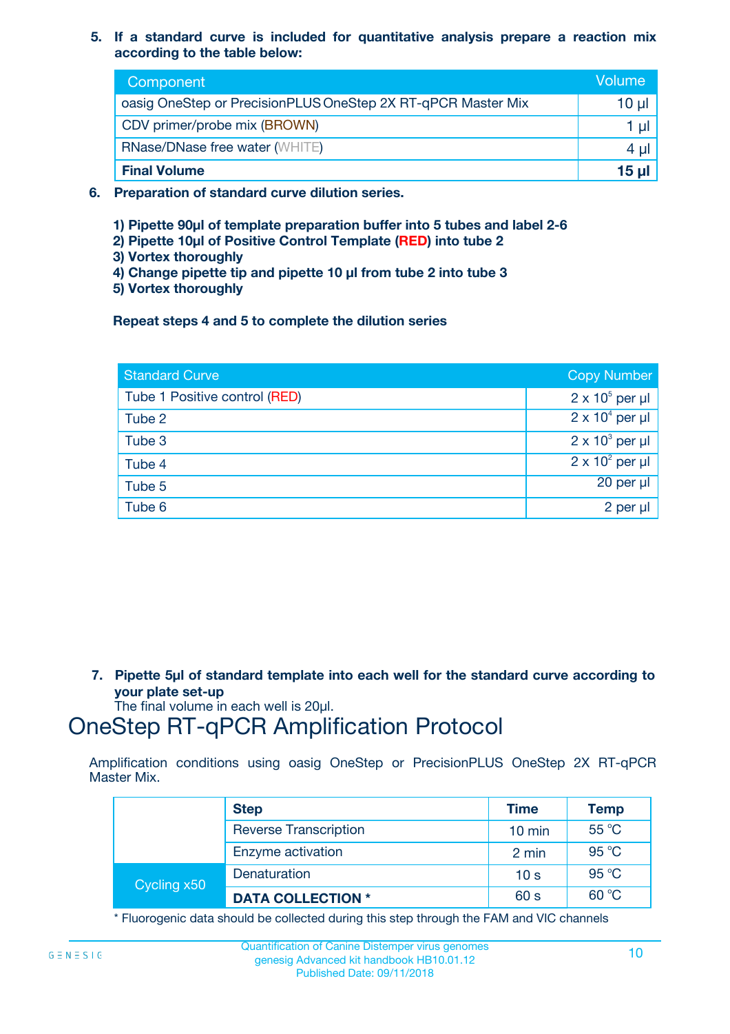5. **If a standard curve is included for quantitative analysis prepare a reaction mix according to the table below:**

| Component | Volume |
|---|---|
| oasig OneStep or PrecisionPLUS OneStep 2X RT-qPCR Master Mix | 10 µl |
| CDV primer/probe mix (BROWN) | 1 µl |
| RNase/DNase free water (WHITE) | 4 µl |
| **Final Volume** | **15 µl** |

6. **Preparation of standard curve dilution series.**

**1) Pipette 90µl of template preparation buffer into 5 tubes and label 2-6**
**2) Pipette 10µl of Positive Control Template (RED) into tube 2**
**3) Vortex thoroughly**
**4) Change pipette tip and pipette 10 µl from tube 2 into tube 3**
**5) Vortex thoroughly**

**Repeat steps 4 and 5 to complete the dilution series**

| Standard Curve | Copy Number |
|---|---|
| Tube 1 Positive control (RED) | $2 \times 10^5$ per µl |
| Tube 2 | $2 \times 10^4$ per µl |
| Tube 3 | $2 \times 10^3$ per µl |
| Tube 4 | $2 \times 10^2$ per µl |
| Tube 5 | 20 per µl |
| Tube 6 | 2 per µl |

7. **Pipette 5µl of standard template into each well for the standard curve according to your plate set-up**
The final volume in each well is 20µl.

# OneStep RT-qPCR Amplification Protocol

Amplification conditions using oasig OneStep or PrecisionPLUS OneStep 2X RT-qPCR Master Mix.

| | Step | Time | Temp |
|---|---|---|---|
| | Reverse Transcription | 10 min | 55 °C |
| | Enzyme activation | 2 min | 95 °C |
| Cycling x50 | Denaturation | 10 s | 95 °C |
| | **DATA COLLECTION *** | 60 s | 60 °C |

* Fluorogenic data should be collected during this step through the FAM and VIC channels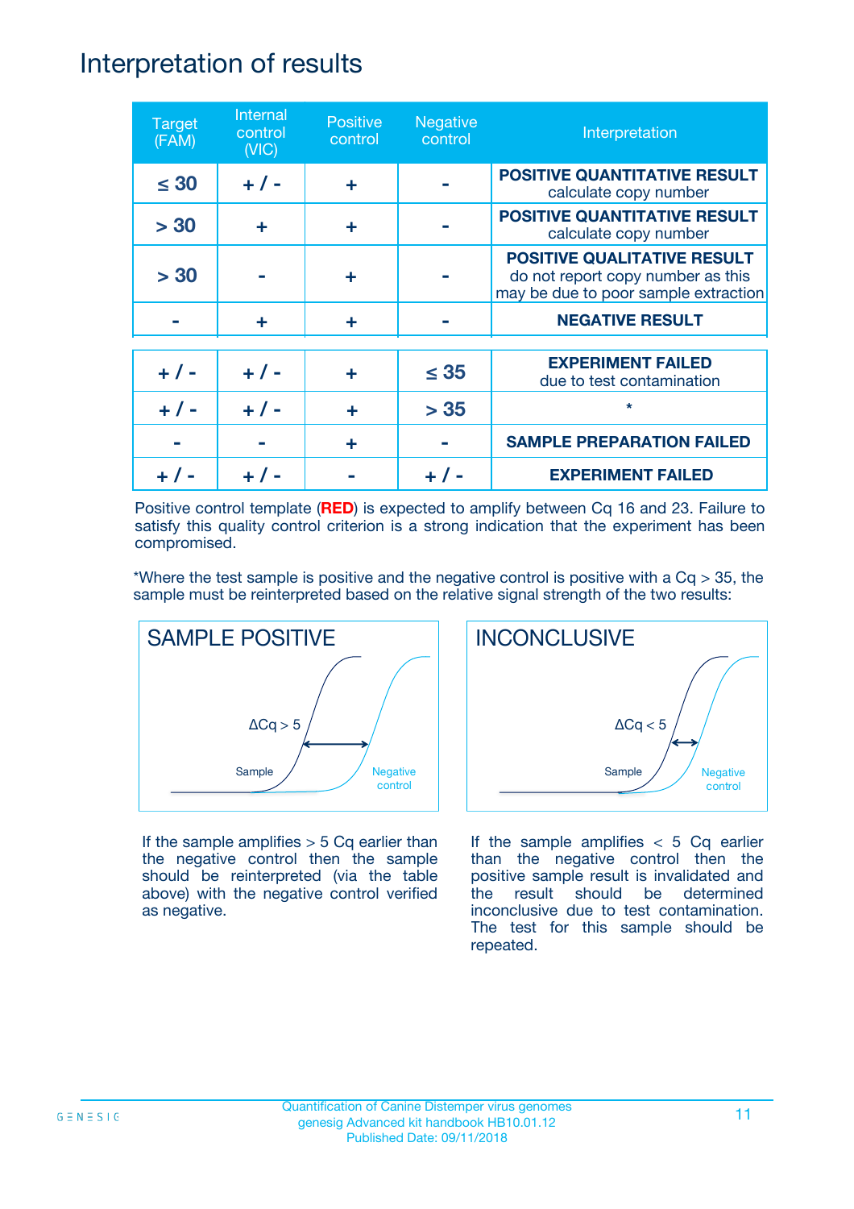# Interpretation of results

| Target (FAM) | Internal control (VIC) | Positive control | Negative control | Interpretation |
|---|---|---|---|---|
| ≤ 30 | + / - | + | - | **POSITIVE QUANTITATIVE RESULT** calculate copy number |
| > 30 | + | + | - | **POSITIVE QUANTITATIVE RESULT** calculate copy number |
| > 30 | - | + | - | **POSITIVE QUALITATIVE RESULT** do not report copy number as this may be due to poor sample extraction |
| - | + | + | - | **NEGATIVE RESULT** |
| + / - | + / - | + | ≤ 35 | **EXPERIMENT FAILED** due to test contamination |
| + / - | + / - | + | > 35 | * |
| - | - | + | - | **SAMPLE PREPARATION FAILED** |
| + / - | + / - | - | + / - | **EXPERIMENT FAILED** |

Positive control template (**RED**) is expected to amplify between Cq 16 and 23. Failure to satisfy this quality control criterion is a strong indication that the experiment has been compromised.

*Where the test sample is positive and the negative control is positive with a Cq > 35, the sample must be reinterpreted based on the relative signal strength of the two results:

## SAMPLE POSITIVE

ΔCq > 5

Sample

Negative control

If the sample amplifies > 5 Cq earlier than the negative control then the sample should be reinterpreted (via the table above) with the negative control verified as negative.

## INCONCLUSIVE

ΔCq < 5

Sample

Negative control

If the sample amplifies < 5 Cq earlier than the negative control then the positive sample result is invalidated and the result should be determined inconclusive due to test contamination. The test for this sample should be repeated.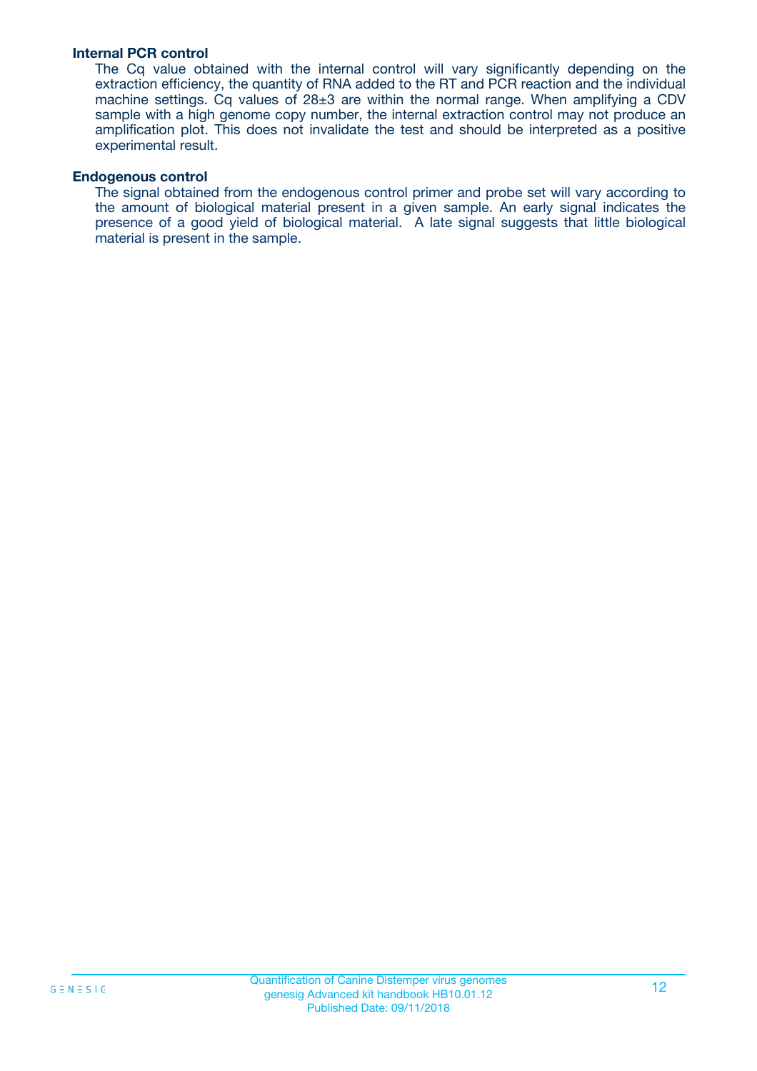### Internal PCR control

The Cq value obtained with the internal control will vary significantly depending on the extraction efficiency, the quantity of RNA added to the RT and PCR reaction and the individual machine settings. Cq values of 28±3 are within the normal range. When amplifying a CDV sample with a high genome copy number, the internal extraction control may not produce an amplification plot. This does not invalidate the test and should be interpreted as a positive experimental result.

### Endogenous control

The signal obtained from the endogenous control primer and probe set will vary according to the amount of biological material present in a given sample. An early signal indicates the presence of a good yield of biological material. A late signal suggests that little biological material is present in the sample.